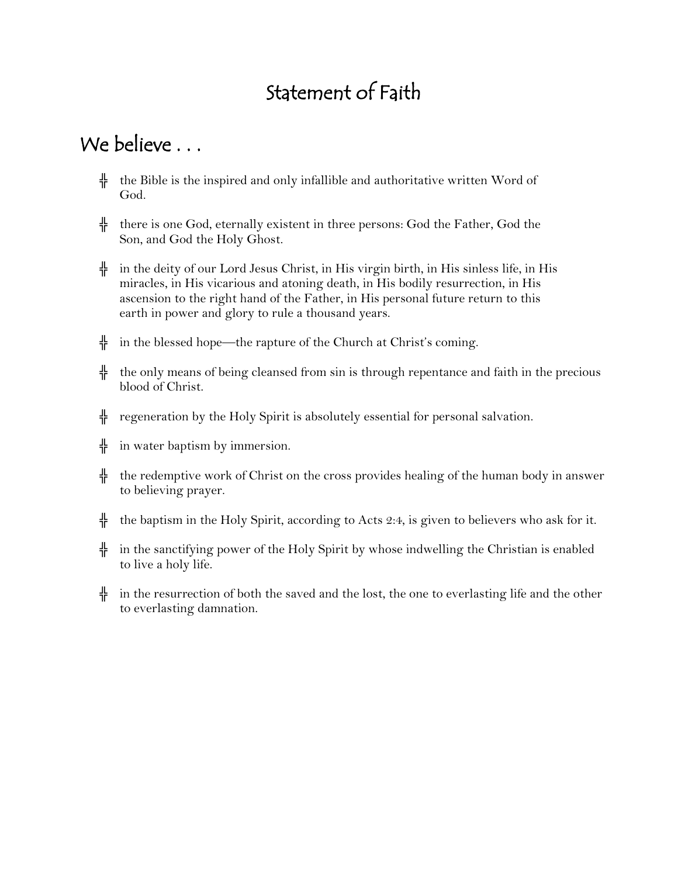# Statement of Faith

## We believe . . .

- the Bible is the inspired and only infallible and authoritative written Word of God.
- there is one God, eternally existent in three persons: God the Father, God the Son, and God the Holy Ghost.
- in the deity of our Lord Jesus Christ, in His virgin birth, in His sinless life, in His miracles, in His vicarious and atoning death, in His bodily resurrection, in His ascension to the right hand of the Father, in His personal future return to this earth in power and glory to rule a thousand years.
- in the blessed hope—the rapture of the Church at Christ's coming.
- the only means of being cleansed from sin is through repentance and faith in the precious blood of Christ.
- regeneration by the Holy Spirit is absolutely essential for personal salvation.
- in water baptism by immersion.
- the redemptive work of Christ on the cross provides healing of the human body in answer to believing prayer.
- the baptism in the Holy Spirit, according to Acts 2:4, is given to believers who ask for it.
- in the sanctifying power of the Holy Spirit by whose indwelling the Christian is enabled to live a holy life.
- in the resurrection of both the saved and the lost, the one to everlasting life and the other to everlasting damnation.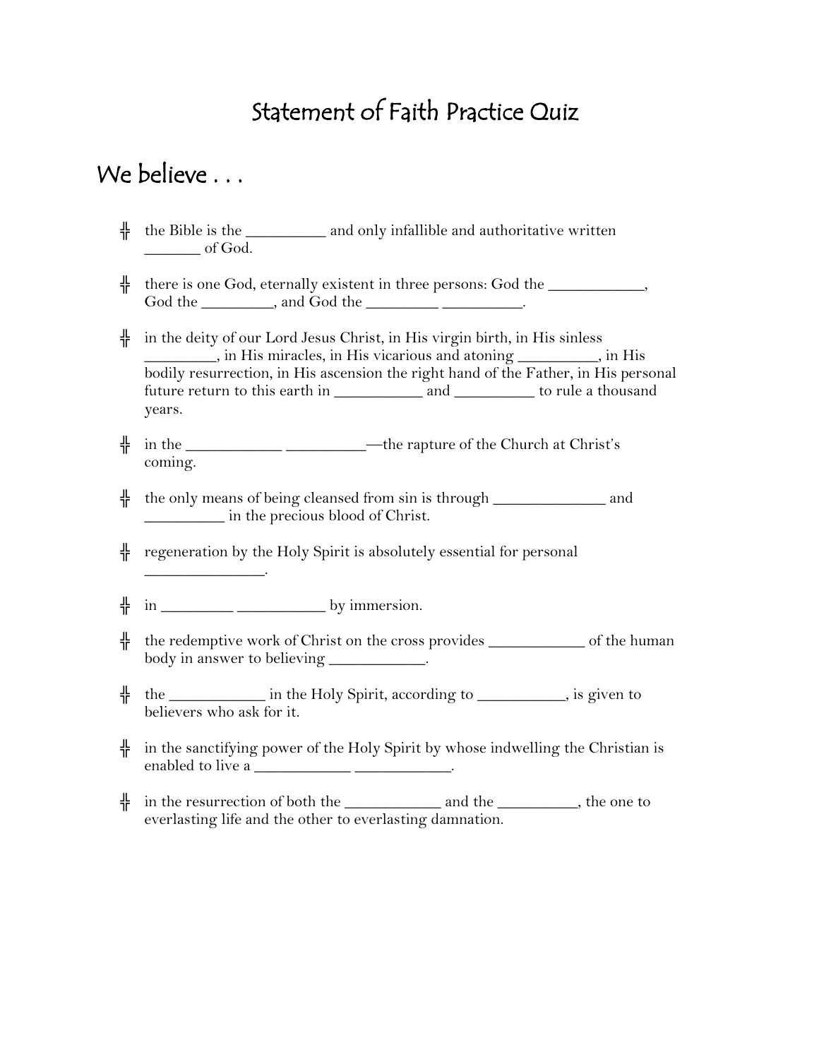# Statement of Faith Practice Quiz

## We believe . . .

- the Bible is the __________ and only infallible and authoritative written _______ of God.

- there is one God, eternally existent in three persons: God the ____________, God the _________, and God the _________ __________.

- in the deity of our Lord Jesus Christ, in His virgin birth, in His sinless _________, in His miracles, in His vicarious and atoning __________, in His bodily resurrection, in His ascension the right hand of the Father, in His personal future return to this earth in ___________ and __________ to rule a thousand years.

- in the ____________ __________—the rapture of the Church at Christ's coming.

- the only means of being cleansed from sin is through ______________ and __________ in the precious blood of Christ.

- regeneration by the Holy Spirit is absolutely essential for personal _______________.

- in _________ ___________ by immersion.

- the redemptive work of Christ on the cross provides ____________ of the human body in answer to believing ____________.

- the ____________ in the Holy Spirit, according to ___________, is given to believers who ask for it.

- in the sanctifying power of the Holy Spirit by whose indwelling the Christian is enabled to live a ____________ ____________.

- in the resurrection of both the ____________ and the __________, the one to everlasting life and the other to everlasting damnation.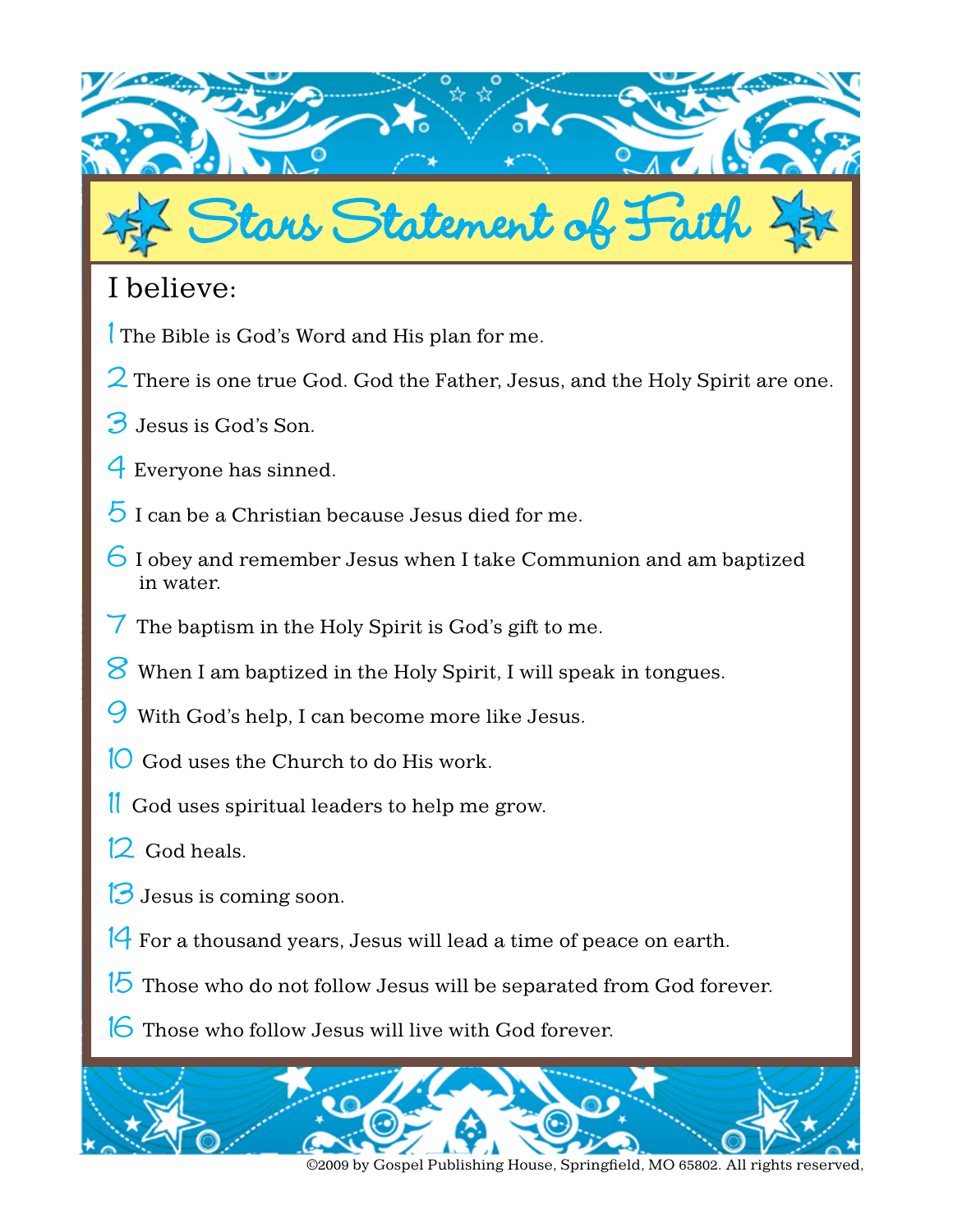# Stars Statement of Faith

I believe:

1. The Bible is God's Word and His plan for me.
2. There is one true God. God the Father, Jesus, and the Holy Spirit are one.
3. Jesus is God's Son.
4. Everyone has sinned.
5. I can be a Christian because Jesus died for me.
6. I obey and remember Jesus when I take Communion and am baptized in water.
7. The baptism in the Holy Spirit is God's gift to me.
8. When I am baptized in the Holy Spirit, I will speak in tongues.
9. With God's help, I can become more like Jesus.
10. God uses the Church to do His work.
11. God uses spiritual leaders to help me grow.
12. God heals.
13. Jesus is coming soon.
14. For a thousand years, Jesus will lead a time of peace on earth.
15. Those who do not follow Jesus will be separated from God forever.
16. Those who follow Jesus will live with God forever.

©2009 by Gospel Publishing House, Springfield, MO 65802. All rights reserved,